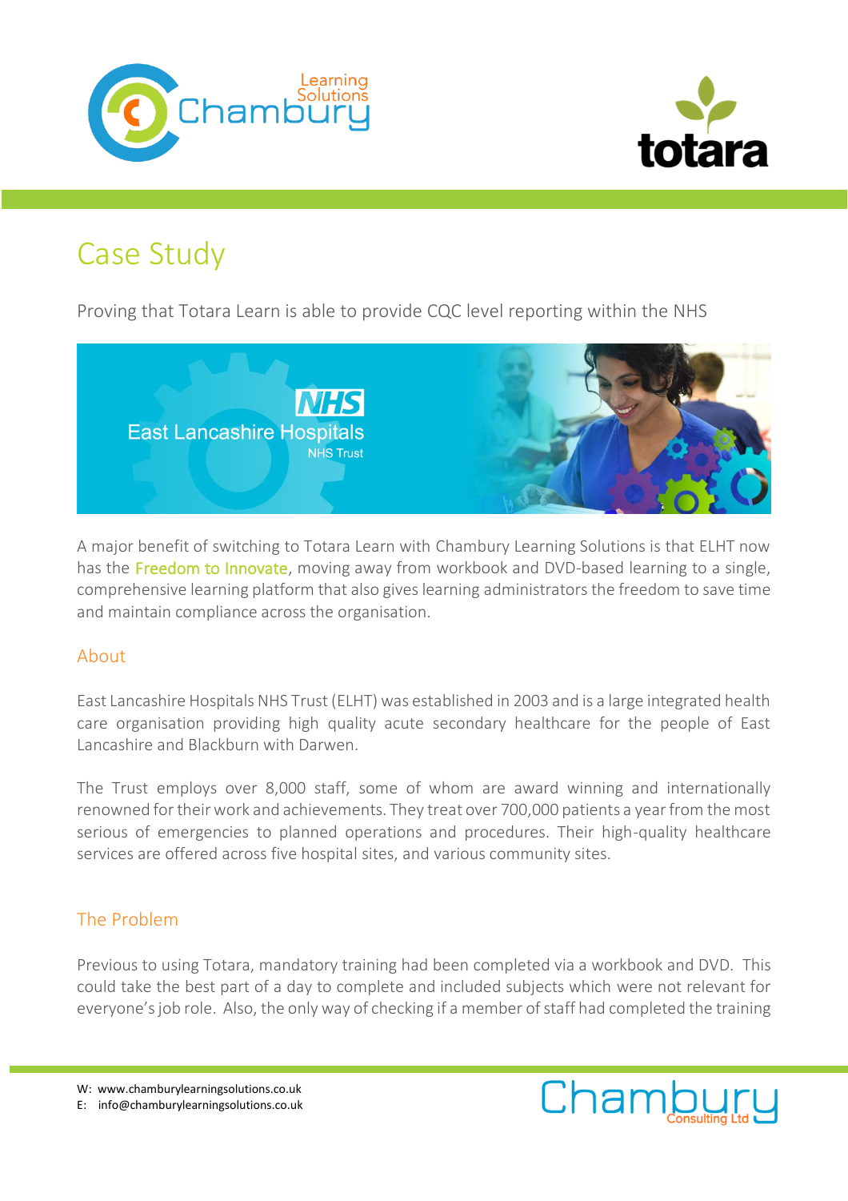# Case Study

Proving that Totara Learn is able to provide CQC level reporting within the NHS

A major benefit of switching to Totara Learn with Chambury Learning Solutions is that ELHT now has the Freedom to Innovate, moving away from workbook and DVD-based learning to a single, comprehensive learning platform that also gives learning administrators the freedom to save time and maintain compliance across the organisation.

## About

East Lancashire Hospitals NHS Trust (ELHT) was established in 2003 and is a large integrated health care organisation providing high quality acute secondary healthcare for the people of East Lancashire and Blackburn with Darwen.

The Trust employs over 8,000 staff, some of whom are award winning and internationally renowned for their work and achievements. They treat over 700,000 patients a year from the most serious of emergencies to planned operations and procedures. Their high-quality healthcare services are offered across five hospital sites, and various community sites.

## The Problem

Previous to using Totara, mandatory training had been completed via a workbook and DVD. This could take the best part of a day to complete and included subjects which were not relevant for everyone's job role. Also, the only way of checking if a member of staff had completed the training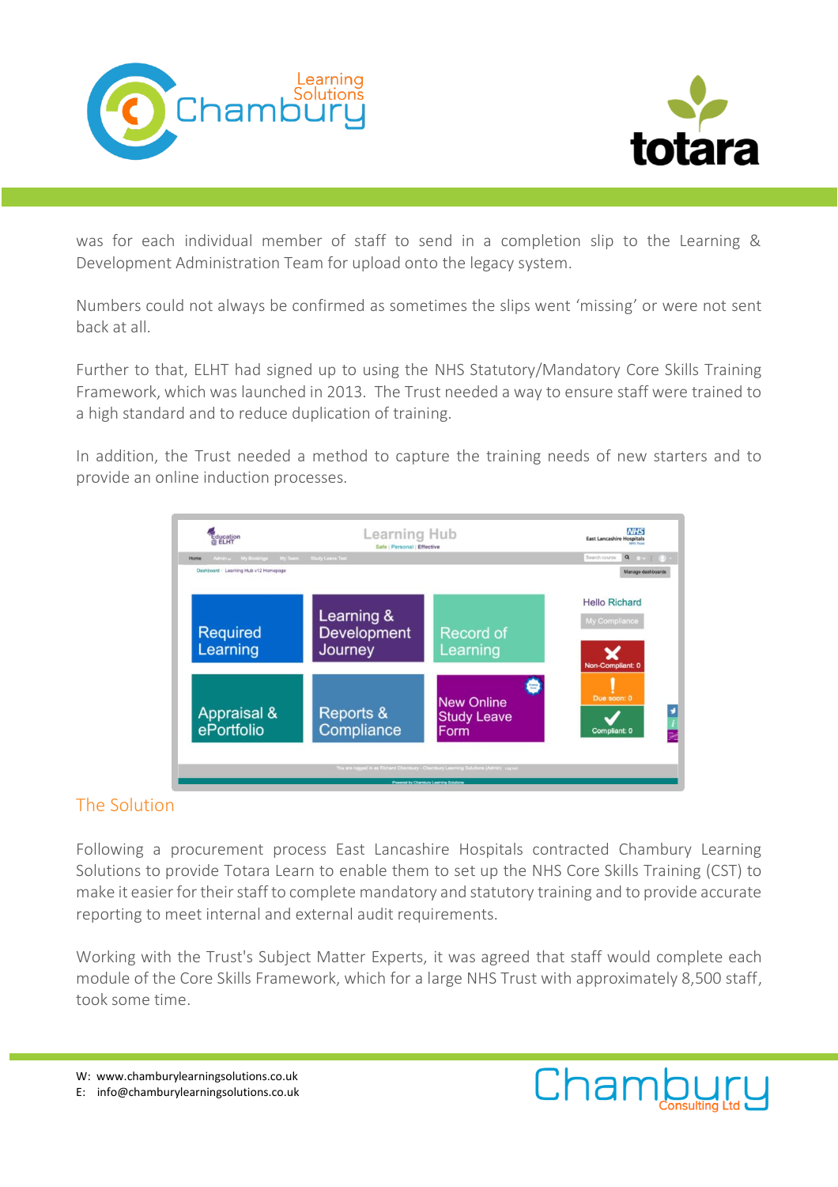was for each individual member of staff to send in a completion slip to the Learning & Development Administration Team for upload onto the legacy system.

Numbers could not always be confirmed as sometimes the slips went 'missing' or were not sent back at all.

Further to that, ELHT had signed up to using the NHS Statutory/Mandatory Core Skills Training Framework, which was launched in 2013. The Trust needed a way to ensure staff were trained to a high standard and to reduce duplication of training.

In addition, the Trust needed a method to capture the training needs of new starters and to provide an online induction processes.

## The Solution

Following a procurement process East Lancashire Hospitals contracted Chambury Learning Solutions to provide Totara Learn to enable them to set up the NHS Core Skills Training (CST) to make it easier for their staff to complete mandatory and statutory training and to provide accurate reporting to meet internal and external audit requirements.

Working with the Trust's Subject Matter Experts, it was agreed that staff would complete each module of the Core Skills Framework, which for a large NHS Trust with approximately 8,500 staff, took some time.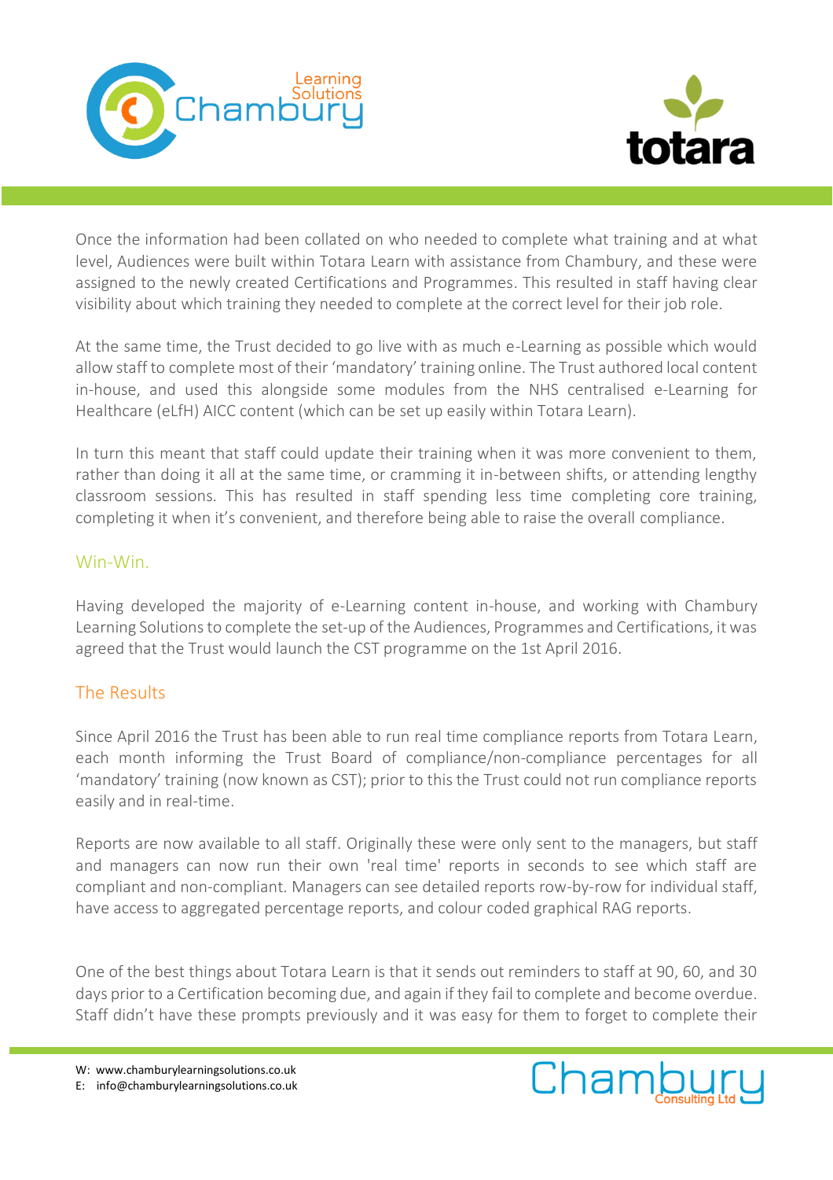Once the information had been collated on who needed to complete what training and at what level, Audiences were built within Totara Learn with assistance from Chambury, and these were assigned to the newly created Certifications and Programmes. This resulted in staff having clear visibility about which training they needed to complete at the correct level for their job role.

At the same time, the Trust decided to go live with as much e-Learning as possible which would allow staff to complete most of their 'mandatory' training online. The Trust authored local content in-house, and used this alongside some modules from the NHS centralised e-Learning for Healthcare (eLfH) AICC content (which can be set up easily within Totara Learn).

In turn this meant that staff could update their training when it was more convenient to them, rather than doing it all at the same time, or cramming it in-between shifts, or attending lengthy classroom sessions. This has resulted in staff spending less time completing core training, completing it when it's convenient, and therefore being able to raise the overall compliance.

## Win-Win.

Having developed the majority of e-Learning content in-house, and working with Chambury Learning Solutions to complete the set-up of the Audiences, Programmes and Certifications, it was agreed that the Trust would launch the CST programme on the 1st April 2016.

## The Results

Since April 2016 the Trust has been able to run real time compliance reports from Totara Learn, each month informing the Trust Board of compliance/non-compliance percentages for all 'mandatory' training (now known as CST); prior to this the Trust could not run compliance reports easily and in real-time.

Reports are now available to all staff. Originally these were only sent to the managers, but staff and managers can now run their own 'real time' reports in seconds to see which staff are compliant and non-compliant. Managers can see detailed reports row-by-row for individual staff, have access to aggregated percentage reports, and colour coded graphical RAG reports.

One of the best things about Totara Learn is that it sends out reminders to staff at 90, 60, and 30 days prior to a Certification becoming due, and again if they fail to complete and become overdue. Staff didn't have these prompts previously and it was easy for them to forget to complete their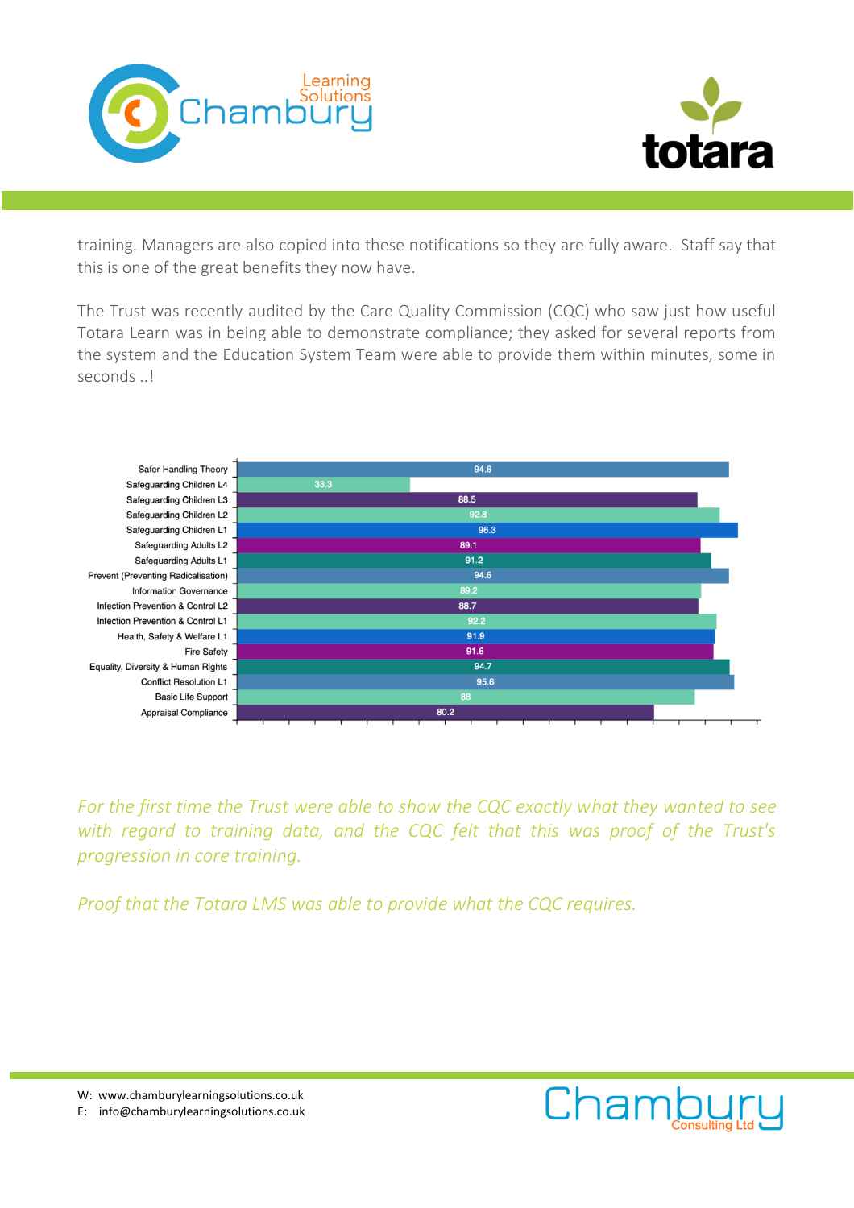training. Managers are also copied into these notifications so they are fully aware. Staff say that this is one of the great benefits they now have.

The Trust was recently audited by the Care Quality Commission (CQC) who saw just how useful Totara Learn was in being able to demonstrate compliance; they asked for several reports from the system and the Education System Team were able to provide them within minutes, some in seconds ..!

| Course | Compliance |
| --- | --- |
| Safer Handling Theory | 94.6 |
| Safeguarding Children L4 | 33.3 |
| Safeguarding Children L3 | 88.5 |
| Safeguarding Children L2 | 92.8 |
| Safeguarding Children L1 | 96.3 |
| Safeguarding Adults L2 | 89.1 |
| Safeguarding Adults L1 | 91.2 |
| Prevent (Preventing Radicalisation) | 94.6 |
| Information Governance | 89.2 |
| Infection Prevention & Control L2 | 88.7 |
| Infection Prevention & Control L1 | 92.2 |
| Health, Safety & Welfare L1 | 91.9 |
| Fire Safety | 91.6 |
| Equality, Diversity & Human Rights | 94.7 |
| Conflict Resolution L1 | 95.6 |
| Basic Life Support | 88 |
| Appraisal Compliance | 80.2 |

*For the first time the Trust were able to show the CQC exactly what they wanted to see with regard to training data, and the CQC felt that this was proof of the Trust's progression in core training.*

*Proof that the Totara LMS was able to provide what the CQC requires.*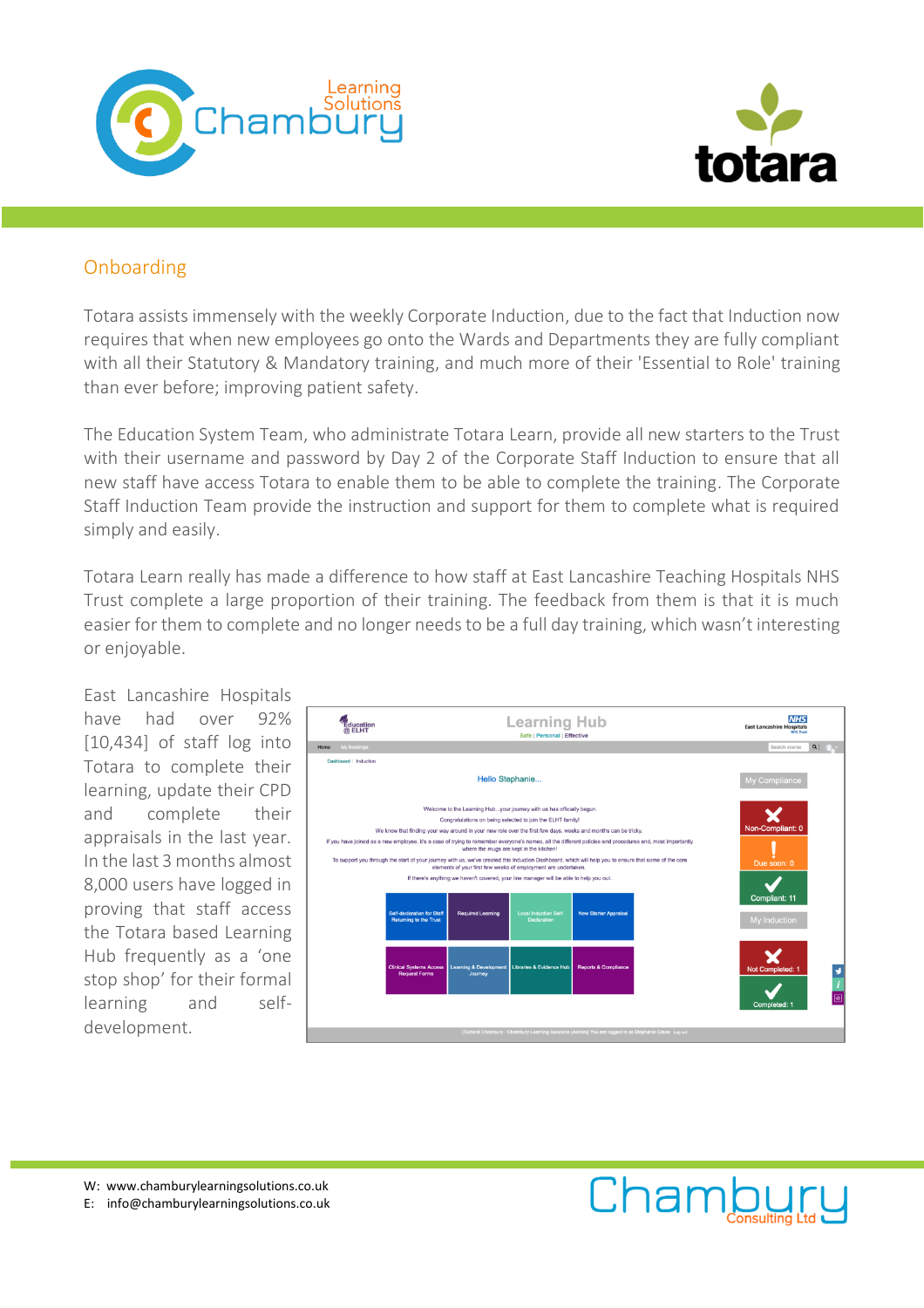## Onboarding

Totara assists immensely with the weekly Corporate Induction, due to the fact that Induction now requires that when new employees go onto the Wards and Departments they are fully compliant with all their Statutory & Mandatory training, and much more of their 'Essential to Role' training than ever before; improving patient safety.

The Education System Team, who administrate Totara Learn, provide all new starters to the Trust with their username and password by Day 2 of the Corporate Staff Induction to ensure that all new staff have access Totara to enable them to be able to complete the training. The Corporate Staff Induction Team provide the instruction and support for them to complete what is required simply and easily.

Totara Learn really has made a difference to how staff at East Lancashire Teaching Hospitals NHS Trust complete a large proportion of their training. The feedback from them is that it is much easier for them to complete and no longer needs to be a full day training, which wasn't interesting or enjoyable.

East Lancashire Hospitals have had over 92% [10,434] of staff log into Totara to complete their learning, update their CPD and complete their appraisals in the last year. In the last 3 months almost 8,000 users have logged in proving that staff access the Totara based Learning Hub frequently as a 'one stop shop' for their formal learning and self-development.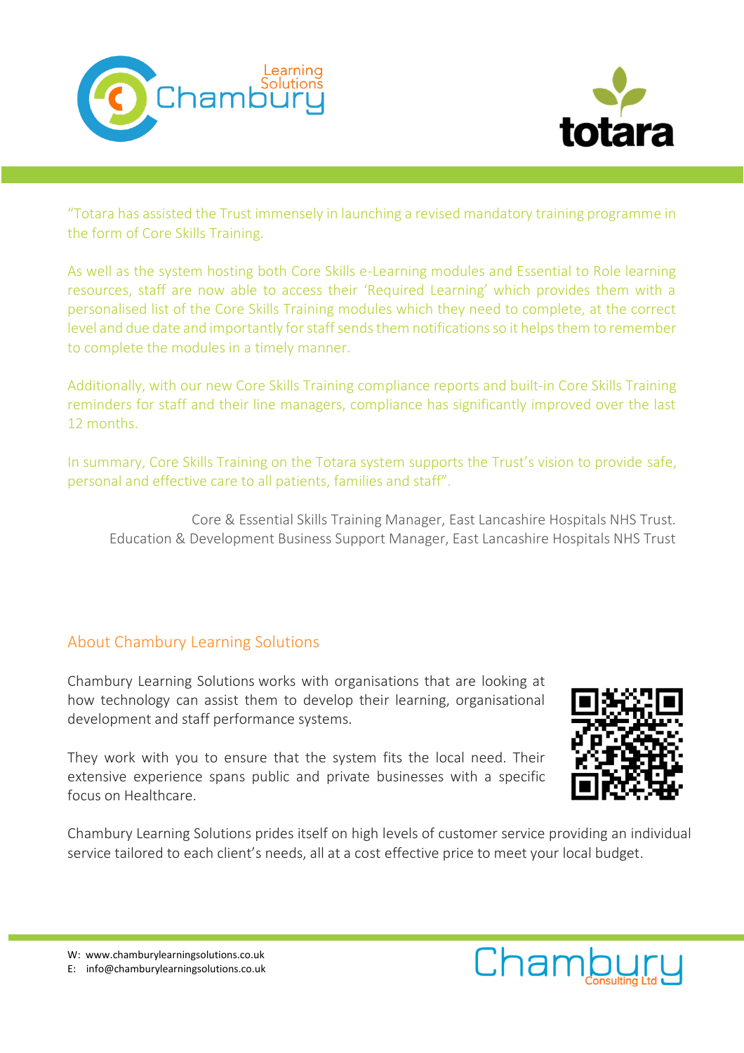"Totara has assisted the Trust immensely in launching a revised mandatory training programme in the form of Core Skills Training.

As well as the system hosting both Core Skills e-Learning modules and Essential to Role learning resources, staff are now able to access their 'Required Learning' which provides them with a personalised list of the Core Skills Training modules which they need to complete, at the correct level and due date and importantly for staff sends them notifications so it helps them to remember to complete the modules in a timely manner.

Additionally, with our new Core Skills Training compliance reports and built-in Core Skills Training reminders for staff and their line managers, compliance has significantly improved over the last 12 months.

In summary, Core Skills Training on the Totara system supports the Trust's vision to provide safe, personal and effective care to all patients, families and staff".

Core & Essential Skills Training Manager, East Lancashire Hospitals NHS Trust.
Education & Development Business Support Manager, East Lancashire Hospitals NHS Trust

## About Chambury Learning Solutions

Chambury Learning Solutions works with organisations that are looking at how technology can assist them to develop their learning, organisational development and staff performance systems.

They work with you to ensure that the system fits the local need. Their extensive experience spans public and private businesses with a specific focus on Healthcare.

Chambury Learning Solutions prides itself on high levels of customer service providing an individual service tailored to each client's needs, all at a cost effective price to meet your local budget.

W: www.chamburylearningsolutions.co.uk
E: info@chamburylearningsolutions.co.uk

Chambury Consulting Ltd